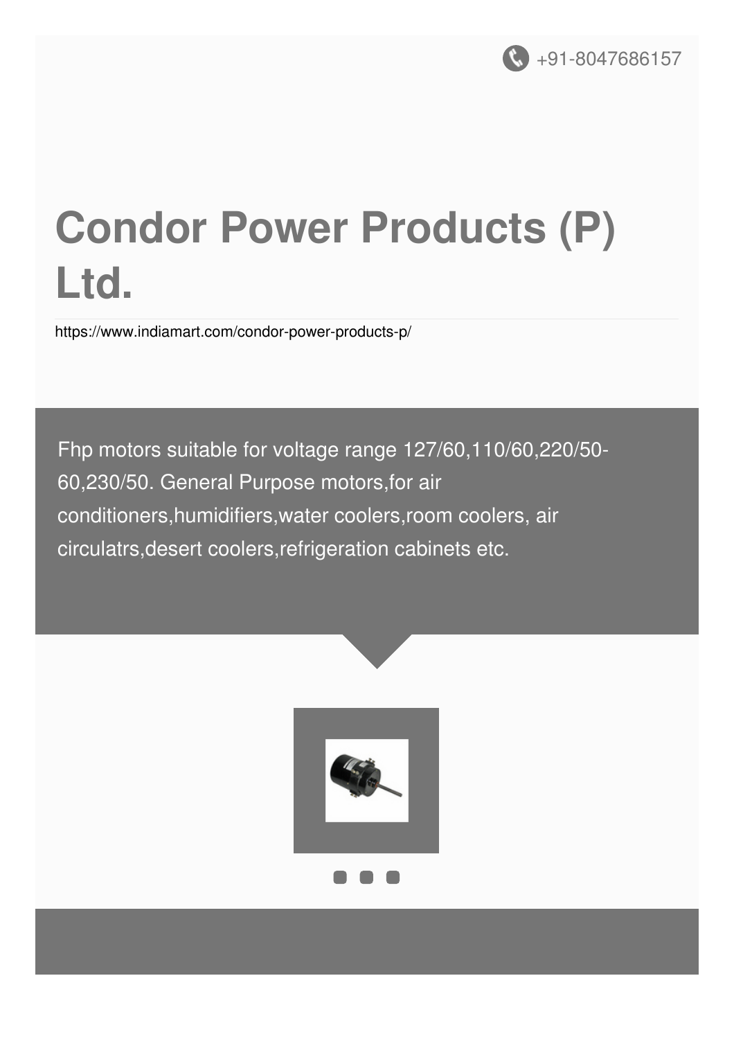+91-8047686157

# Condor Power Products (P) Ltd.

https://www.indiamart.com/condor-power-products-p/

Fhp motors suitable for voltage range 127/60,110/60,220/50-60,230/50. General Purpose motors,for air conditioners,humidifiers,water coolers,room coolers, air circulatrs,desert coolers,refrigeration cabinets etc.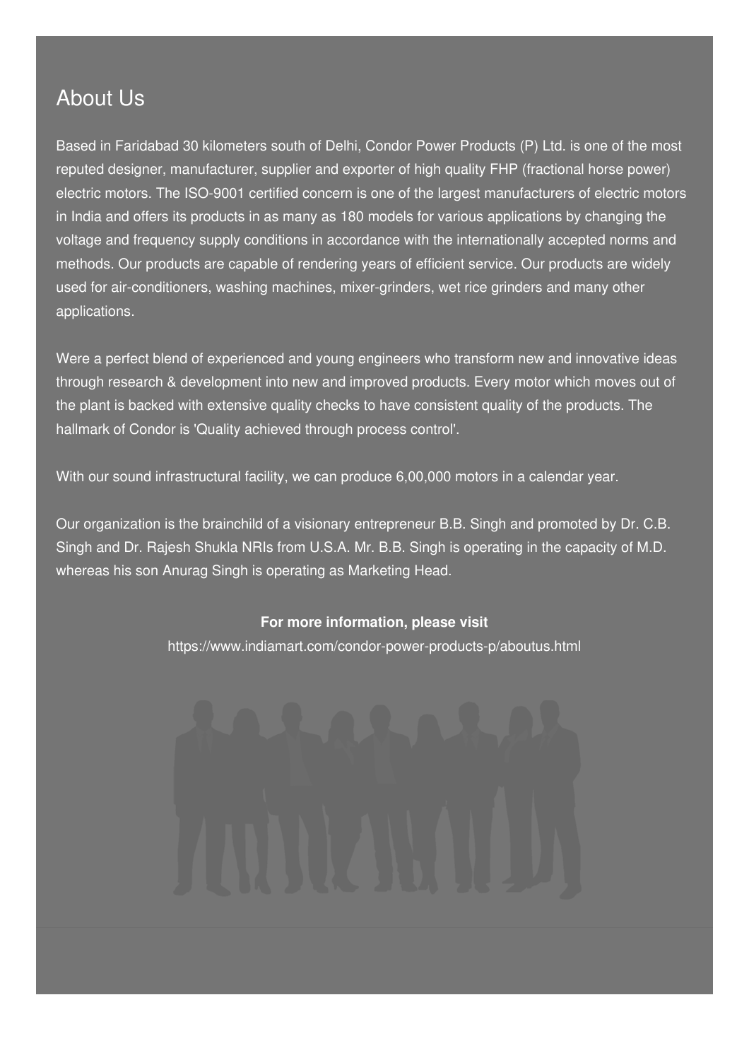## About Us

Based in Faridabad 30 kilometers south of Delhi, Condor Power Products (P) Ltd. is one of the most reputed designer, manufacturer, supplier and exporter of high quality FHP (fractional horse power) electric motors. The ISO-9001 certified concern is one of the largest manufacturers of electric motors in India and offers its products in as many as 180 models for various applications by changing the voltage and frequency supply conditions in accordance with the internationally accepted norms and methods. Our products are capable of rendering years of efficient service. Our products are widely used for air-conditioners, washing machines, mixer-grinders, wet rice grinders and many other applications.

Were a perfect blend of experienced and young engineers who transform new and innovative ideas through research & development into new and improved products. Every motor which moves out of the plant is backed with extensive quality checks to have consistent quality of the products. The hallmark of Condor is 'Quality achieved through process control'.

With our sound infrastructural facility, we can produce 6,00,000 motors in a calendar year.

Our organization is the brainchild of a visionary entrepreneur B.B. Singh and promoted by Dr. C.B. Singh and Dr. Rajesh Shukla NRIs from U.S.A. Mr. B.B. Singh is operating in the capacity of M.D. whereas his son Anurag Singh is operating as Marketing Head.

**For more information, please visit**

https://www.indiamart.com/condor-power-products-p/aboutus.html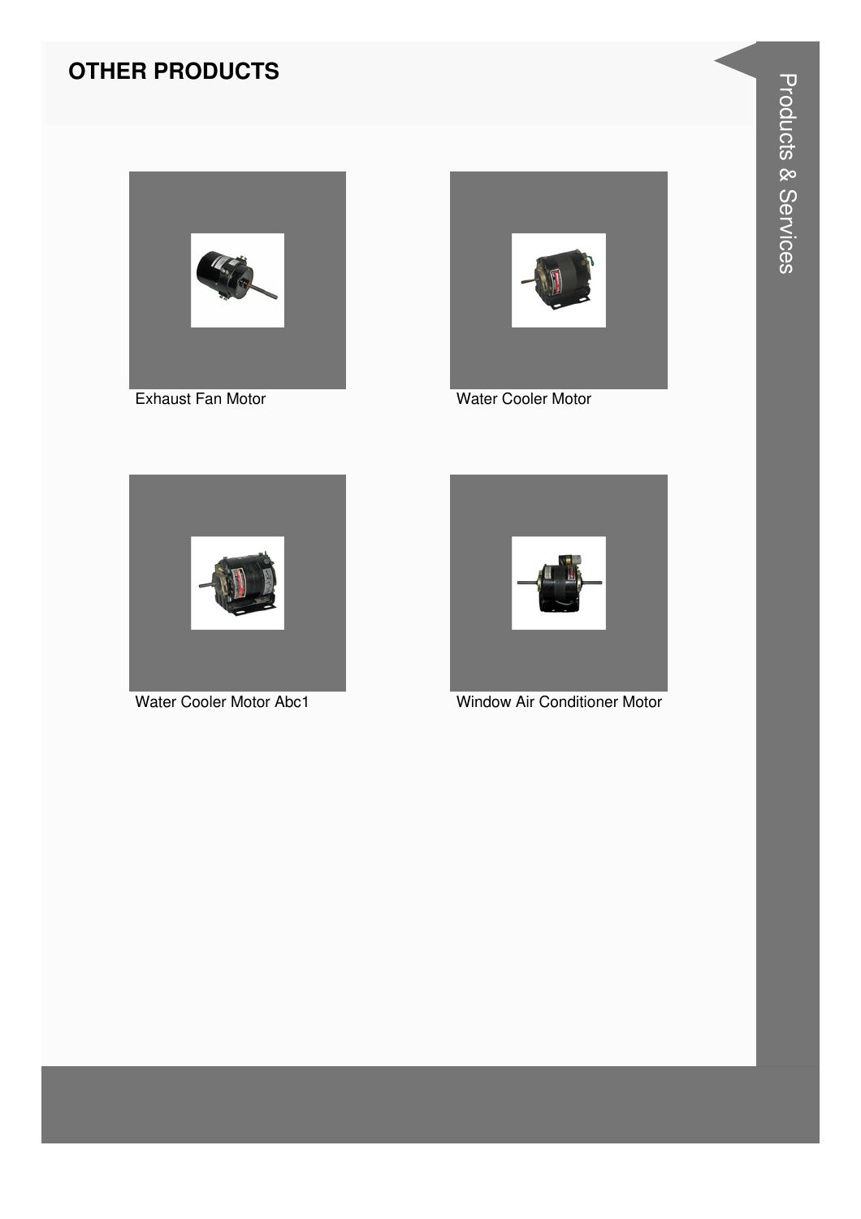## OTHER PRODUCTS

Exhaust Fan Motor

Water Cooler Motor

Water Cooler Motor Abc1

Window Air Conditioner Motor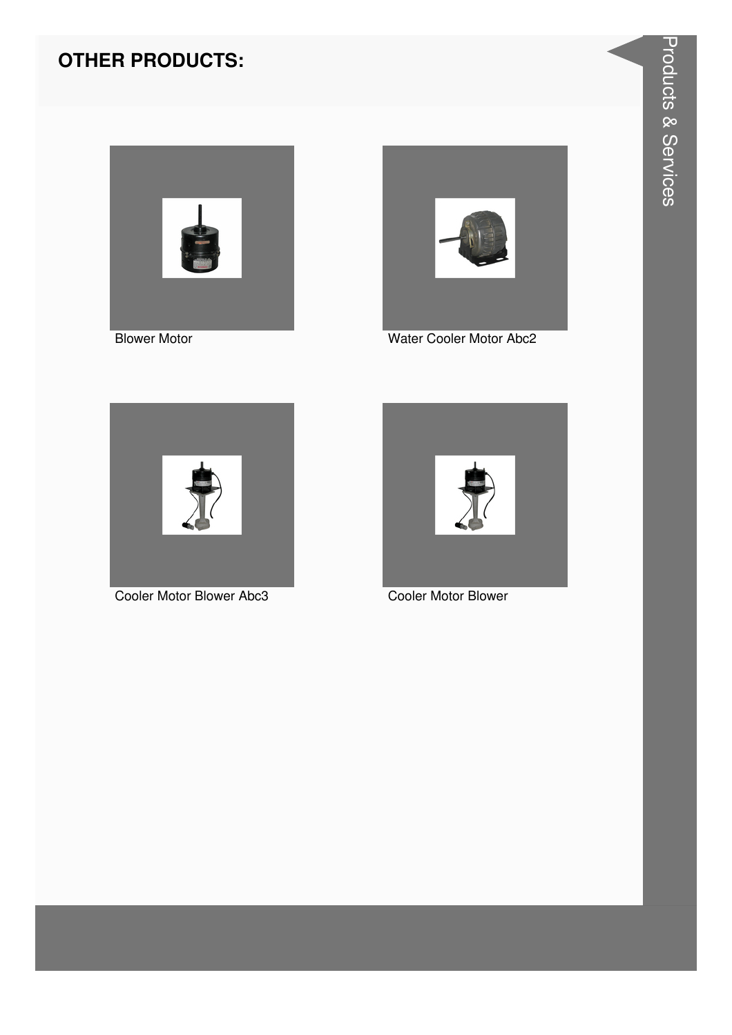## OTHER PRODUCTS:

Blower Motor

Water Cooler Motor Abc2

Cooler Motor Blower Abc3

Cooler Motor Blower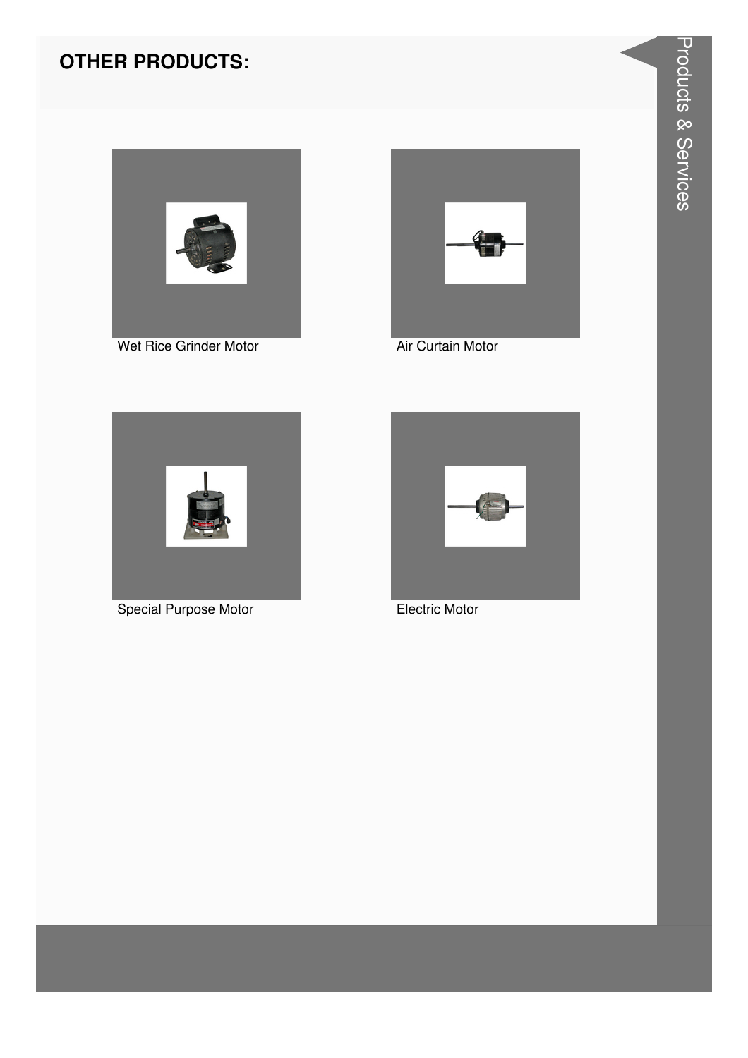## OTHER PRODUCTS:

Wet Rice Grinder Motor

Air Curtain Motor

Special Purpose Motor

Electric Motor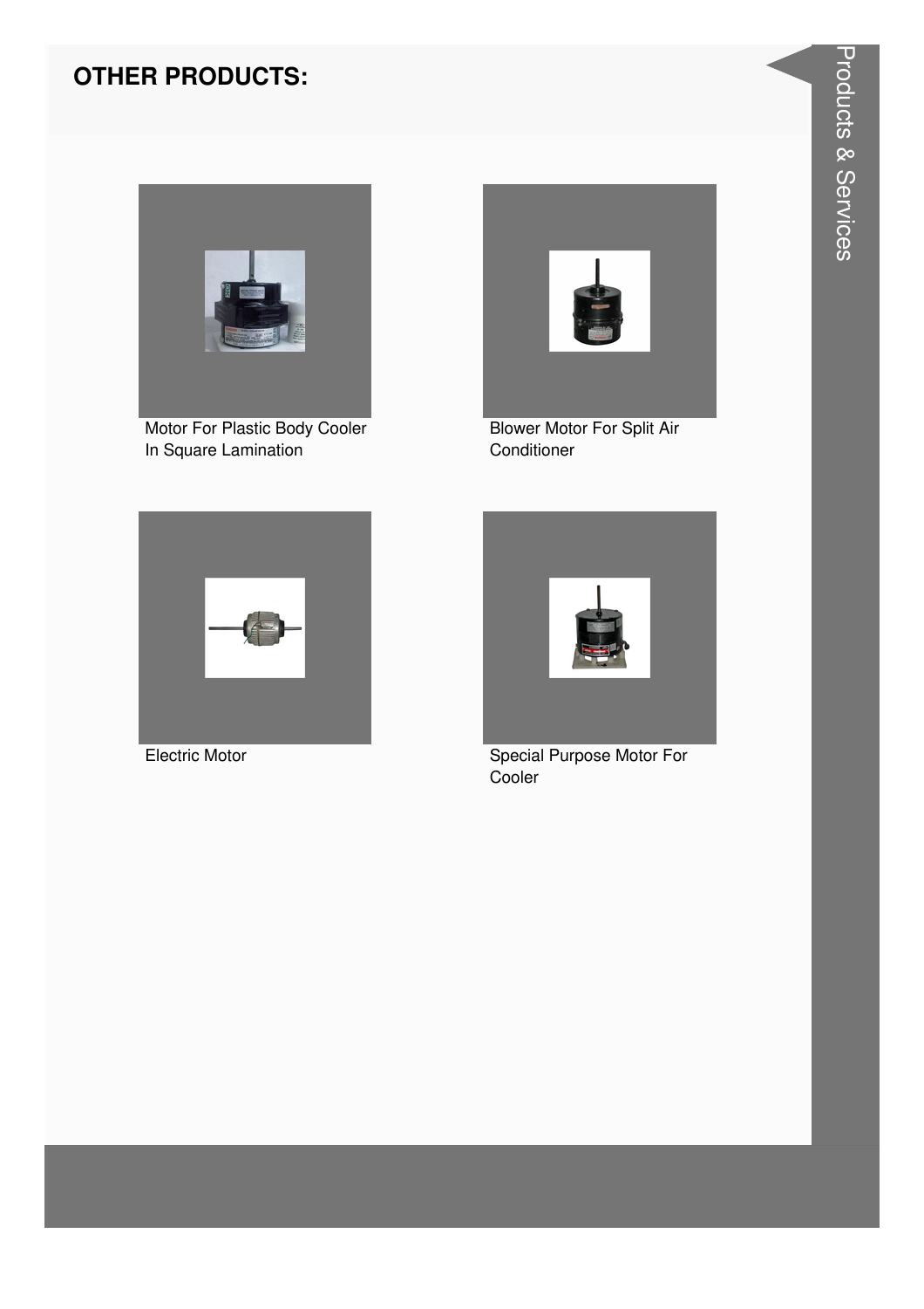## OTHER PRODUCTS:

Motor For Plastic Body Cooler In Square Lamination

Blower Motor For Split Air Conditioner

Electric Motor

Special Purpose Motor For Cooler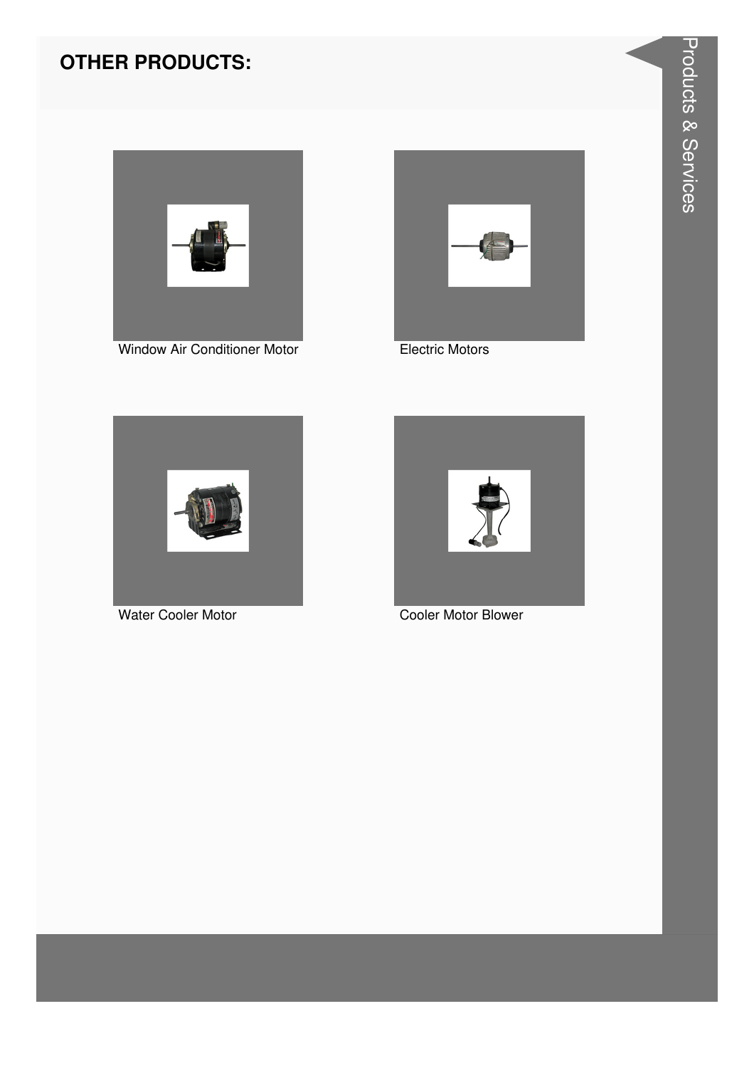## OTHER PRODUCTS:

Window Air Conditioner Motor

Electric Motors

Water Cooler Motor

Cooler Motor Blower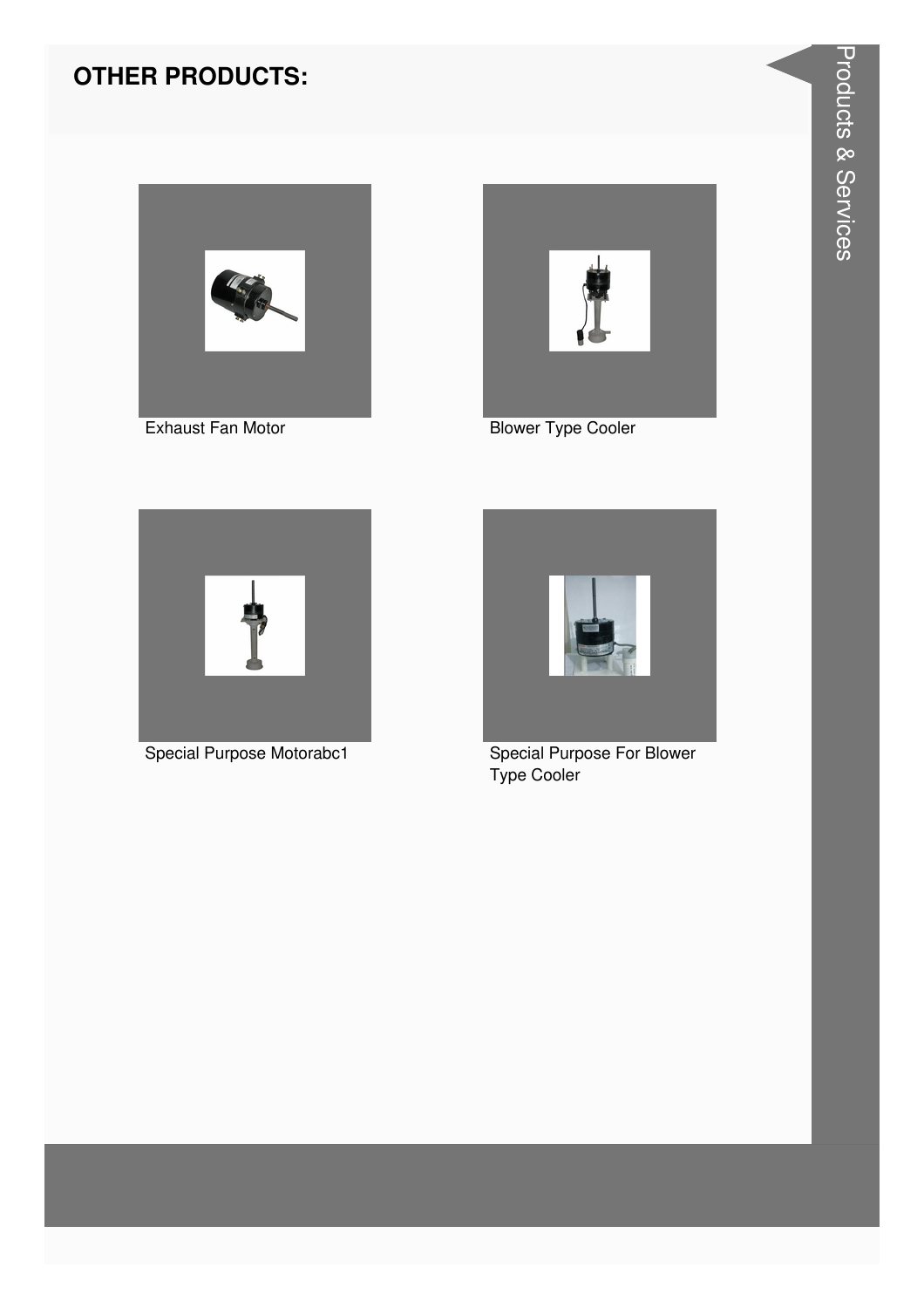## OTHER PRODUCTS:

Exhaust Fan Motor

Blower Type Cooler

Special Purpose Motorabc1

Special Purpose For Blower Type Cooler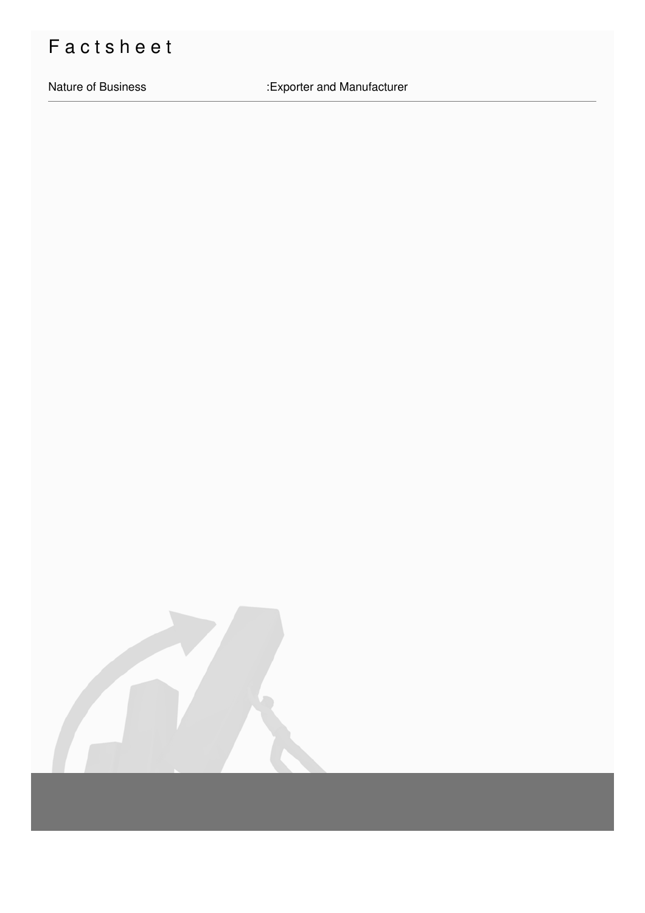# Factsheet

| Nature of Business | :Exporter and Manufacturer |
|---|---|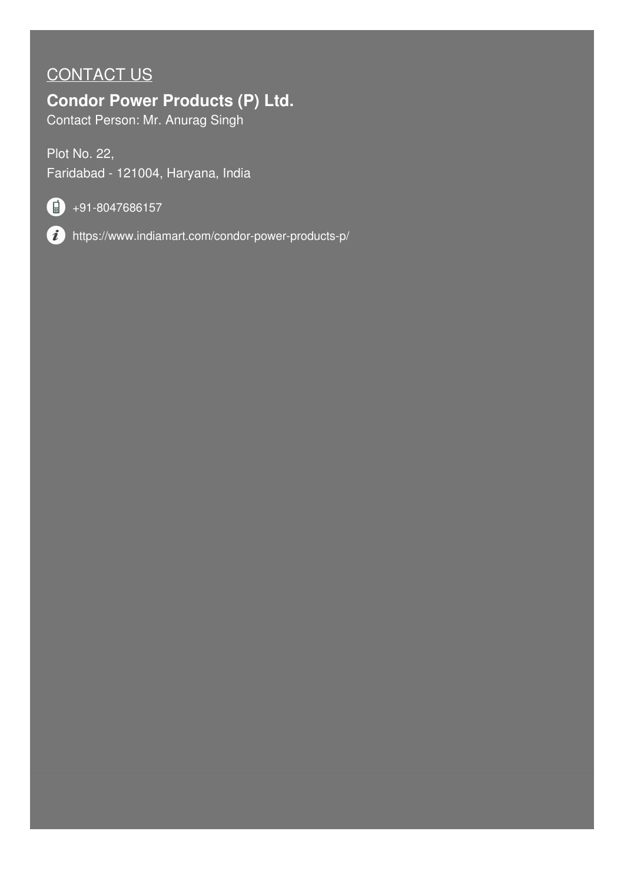## CONTACT US

### Condor Power Products (P) Ltd.

Contact Person: Mr. Anurag Singh

Plot No. 22,
Faridabad - 121004, Haryana, India

+91-8047686157

https://www.indiamart.com/condor-power-products-p/